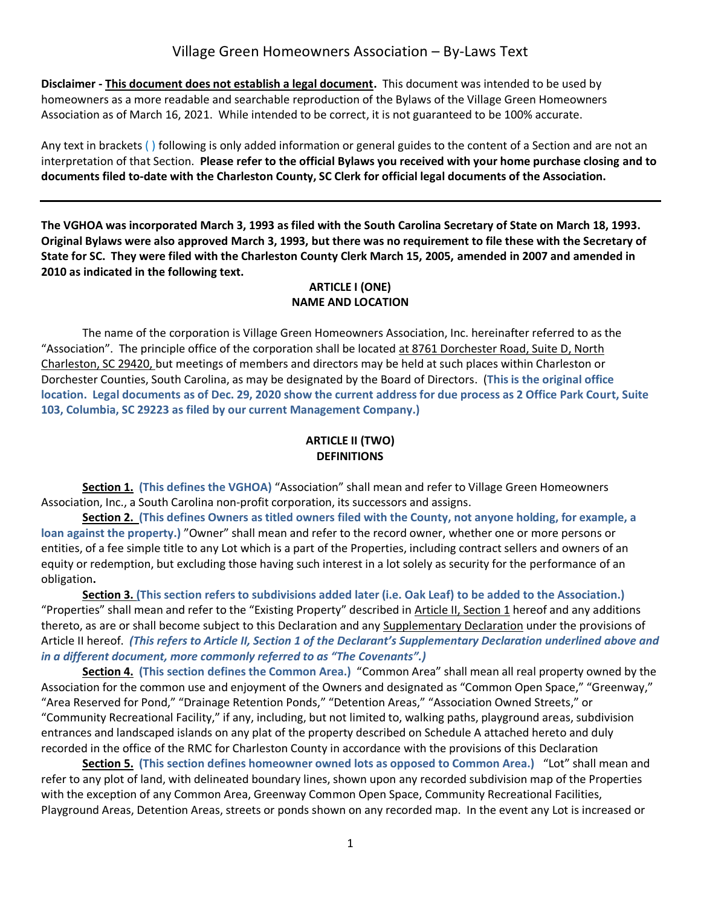# Village Green Homeowners Association – By-Laws Text

**Disclaimer - <u>This document does not establish a legal document</u>.** This document was intended to be used by homeowners as a more readable and searchable reproduction of the Bylaws of the Village Green Homeowners Association as of March 16, 2021. While intended to be correct, it is not guaranteed to be 100% accurate.

Any text in brackets ( ) following is only added information or general guides to the content of a Section and are not an interpretation of that Section. **Please refer to the official Bylaws you received with your home purchase closing and to documents filed to-date with the Charleston County, SC Clerk for official legal documents of the Association.**

---

**The VGHOA was incorporated March 3, 1993 as filed with the South Carolina Secretary of State on March 18, 1993. Original Bylaws were also approved March 3, 1993, but there was no requirement to file these with the Secretary of State for SC. They were filed with the Charleston County Clerk March 15, 2005, amended in 2007 and amended in 2010 as indicated in the following text.**

## ARTICLE I (ONE)
## NAME AND LOCATION

The name of the corporation is Village Green Homeowners Association, Inc. hereinafter referred to as the "Association". The principle office of the corporation shall be located <u>at 8761 Dorchester Road, Suite D, North Charleston, SC 29420,</u> but meetings of members and directors may be held at such places within Charleston or Dorchester Counties, South Carolina, as may be designated by the Board of Directors. **(This is the original office location. Legal documents as of Dec. 29, 2020 show the current address for due process as 2 Office Park Court, Suite 103, Columbia, SC 29223 as filed by our current Management Company.)**

## ARTICLE II (TWO)
## DEFINITIONS

**<u>Section 1.</u> (This defines the VGHOA)** "Association" shall mean and refer to Village Green Homeowners Association, Inc., a South Carolina non-profit corporation, its successors and assigns.

**<u>Section 2.</u> (This defines Owners as titled owners filed with the County, not anyone holding, for example, a loan against the property.)** "Owner" shall mean and refer to the record owner, whether one or more persons or entities, of a fee simple title to any Lot which is a part of the Properties, including contract sellers and owners of an equity or redemption, but excluding those having such interest in a lot solely as security for the performance of an obligation**.**

**<u>Section 3.</u> (This section refers to subdivisions added later (i.e. Oak Leaf) to be added to the Association.)** "Properties" shall mean and refer to the "Existing Property" described in <u>Article II, Section 1</u> hereof and any additions thereto, as are or shall become subject to this Declaration and any <u>Supplementary Declaration</u> under the provisions of Article II hereof. ***(This refers to Article II, Section 1 of the Declarant's Supplementary Declaration underlined above and in a different document, more commonly referred to as "The Covenants".)***

**<u>Section 4.</u> (This section defines the Common Area.)** "Common Area" shall mean all real property owned by the Association for the common use and enjoyment of the Owners and designated as "Common Open Space," "Greenway," "Area Reserved for Pond," "Drainage Retention Ponds," "Detention Areas," "Association Owned Streets," or "Community Recreational Facility," if any, including, but not limited to, walking paths, playground areas, subdivision entrances and landscaped islands on any plat of the property described on Schedule A attached hereto and duly recorded in the office of the RMC for Charleston County in accordance with the provisions of this Declaration

**<u>Section 5.</u> (This section defines homeowner owned lots as opposed to Common Area.)** "Lot" shall mean and refer to any plot of land, with delineated boundary lines, shown upon any recorded subdivision map of the Properties with the exception of any Common Area, Greenway Common Open Space, Community Recreational Facilities, Playground Areas, Detention Areas, streets or ponds shown on any recorded map. In the event any Lot is increased or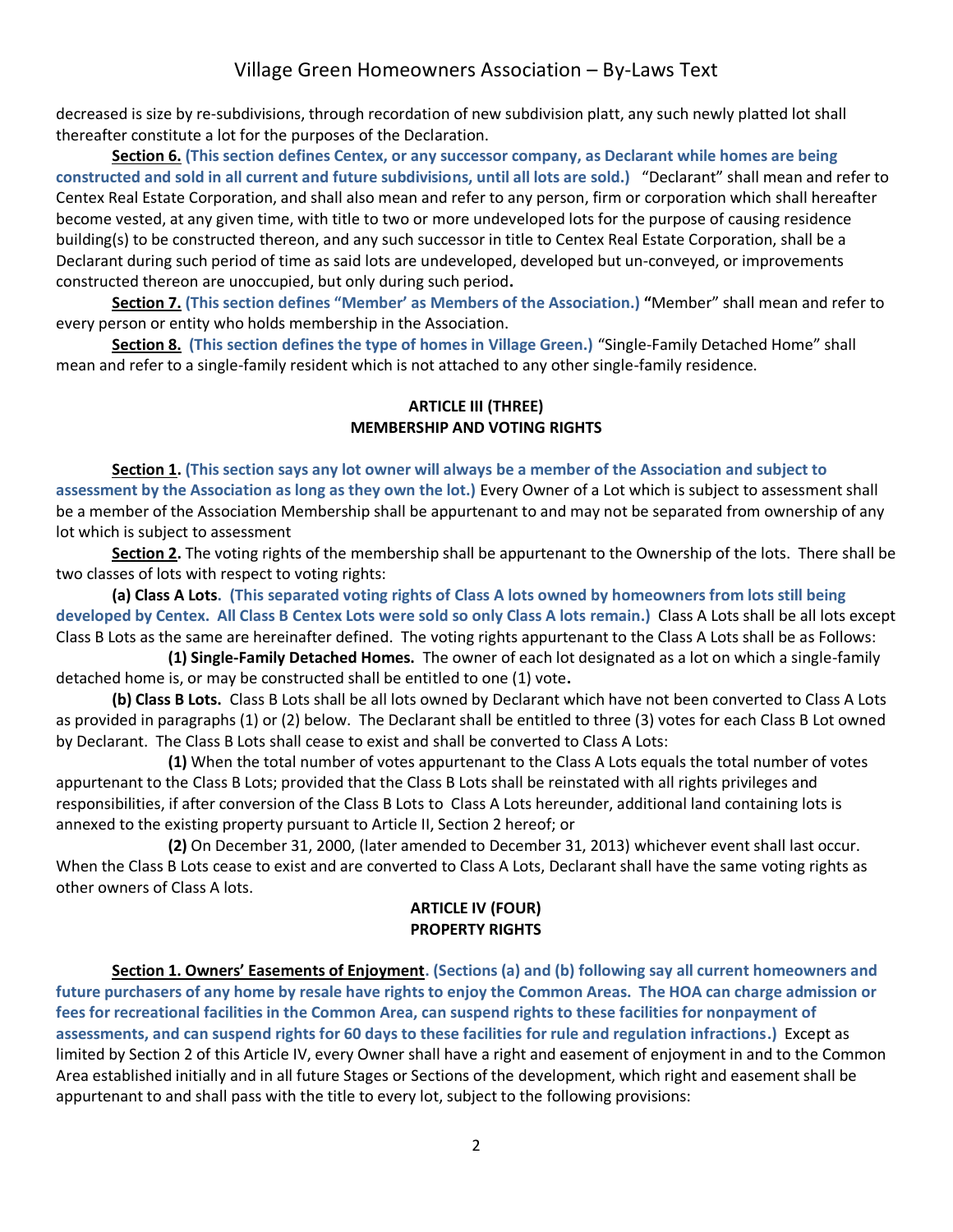decreased is size by re-subdivisions, through recordation of new subdivision platt, any such newly platted lot shall thereafter constitute a lot for the purposes of the Declaration.

**Section 6.** **(This section defines Centex, or any successor company, as Declarant while homes are being constructed and sold in all current and future subdivisions, until all lots are sold.)** "Declarant" shall mean and refer to Centex Real Estate Corporation, and shall also mean and refer to any person, firm or corporation which shall hereafter become vested, at any given time, with title to two or more undeveloped lots for the purpose of causing residence building(s) to be constructed thereon, and any such successor in title to Centex Real Estate Corporation, shall be a Declarant during such period of time as said lots are undeveloped, developed but un-conveyed, or improvements constructed thereon are unoccupied, but only during such period**.**

**Section 7.** **(This section defines "Member' as Members of the Association.)** **"**Member" shall mean and refer to every person or entity who holds membership in the Association.

**Section 8.** **(This section defines the type of homes in Village Green.)** "Single-Family Detached Home" shall mean and refer to a single-family resident which is not attached to any other single-family residence.

## ARTICLE III (THREE)
## MEMBERSHIP AND VOTING RIGHTS

**Section 1.** **(This section says any lot owner will always be a member of the Association and subject to assessment by the Association as long as they own the lot.)** Every Owner of a Lot which is subject to assessment shall be a member of the Association Membership shall be appurtenant to and may not be separated from ownership of any lot which is subject to assessment

**Section 2.** The voting rights of the membership shall be appurtenant to the Ownership of the lots. There shall be two classes of lots with respect to voting rights:

**(a) Class A Lots**. **(This separated voting rights of Class A lots owned by homeowners from lots still being developed by Centex. All Class B Centex Lots were sold so only Class A lots remain.)** Class A Lots shall be all lots except Class B Lots as the same are hereinafter defined. The voting rights appurtenant to the Class A Lots shall be as Follows:

**(1) Single-Family Detached Homes.** The owner of each lot designated as a lot on which a single-family detached home is, or may be constructed shall be entitled to one (1) vote**.**

**(b) Class B Lots.** Class B Lots shall be all lots owned by Declarant which have not been converted to Class A Lots as provided in paragraphs (1) or (2) below. The Declarant shall be entitled to three (3) votes for each Class B Lot owned by Declarant. The Class B Lots shall cease to exist and shall be converted to Class A Lots:

**(1)** When the total number of votes appurtenant to the Class A Lots equals the total number of votes appurtenant to the Class B Lots; provided that the Class B Lots shall be reinstated with all rights privileges and responsibilities, if after conversion of the Class B Lots to Class A Lots hereunder, additional land containing lots is annexed to the existing property pursuant to Article II, Section 2 hereof; or

**(2)** On December 31, 2000, (later amended to December 31, 2013) whichever event shall last occur. When the Class B Lots cease to exist and are converted to Class A Lots, Declarant shall have the same voting rights as other owners of Class A lots.

## ARTICLE IV (FOUR)
## PROPERTY RIGHTS

**Section 1. Owners' Easements of Enjoyment**. **(Sections (a) and (b) following say all current homeowners and future purchasers of any home by resale have rights to enjoy the Common Areas. The HOA can charge admission or fees for recreational facilities in the Common Area, can suspend rights to these facilities for nonpayment of assessments, and can suspend rights for 60 days to these facilities for rule and regulation infractions.)** Except as limited by Section 2 of this Article IV, every Owner shall have a right and easement of enjoyment in and to the Common Area established initially and in all future Stages or Sections of the development, which right and easement shall be appurtenant to and shall pass with the title to every lot, subject to the following provisions: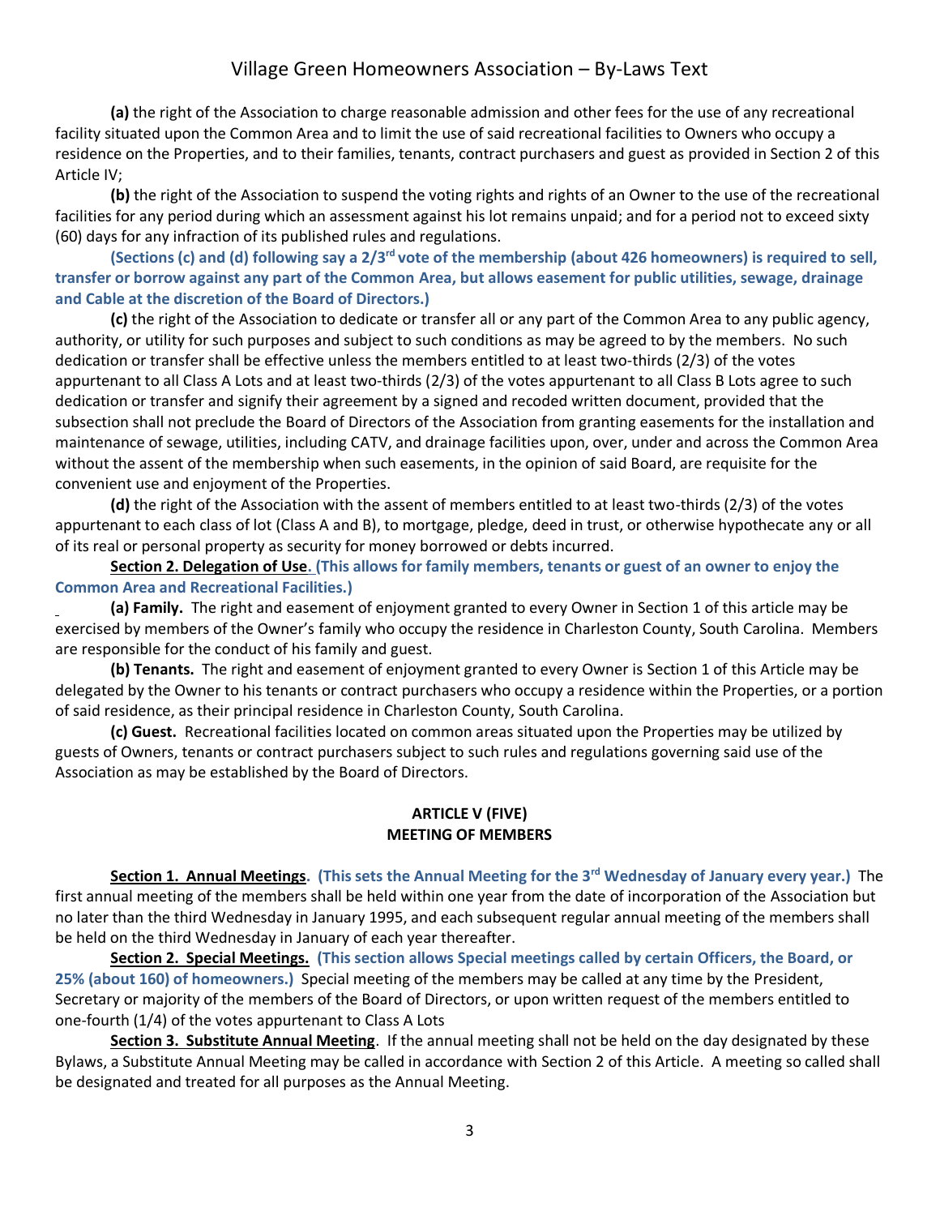**(a)** the right of the Association to charge reasonable admission and other fees for the use of any recreational facility situated upon the Common Area and to limit the use of said recreational facilities to Owners who occupy a residence on the Properties, and to their families, tenants, contract purchasers and guest as provided in Section 2 of this Article IV;

**(b)** the right of the Association to suspend the voting rights and rights of an Owner to the use of the recreational facilities for any period during which an assessment against his lot remains unpaid; and for a period not to exceed sixty (60) days for any infraction of its published rules and regulations.

**(Sections (c) and (d) following say a 2/3rd vote of the membership (about 426 homeowners) is required to sell, transfer or borrow against any part of the Common Area, but allows easement for public utilities, sewage, drainage and Cable at the discretion of the Board of Directors.)**

**(c)** the right of the Association to dedicate or transfer all or any part of the Common Area to any public agency, authority, or utility for such purposes and subject to such conditions as may be agreed to by the members. No such dedication or transfer shall be effective unless the members entitled to at least two-thirds (2/3) of the votes appurtenant to all Class A Lots and at least two-thirds (2/3) of the votes appurtenant to all Class B Lots agree to such dedication or transfer and signify their agreement by a signed and recoded written document, provided that the subsection shall not preclude the Board of Directors of the Association from granting easements for the installation and maintenance of sewage, utilities, including CATV, and drainage facilities upon, over, under and across the Common Area without the assent of the membership when such easements, in the opinion of said Board, are requisite for the convenient use and enjoyment of the Properties.

**(d)** the right of the Association with the assent of members entitled to at least two-thirds (2/3) of the votes appurtenant to each class of lot (Class A and B), to mortgage, pledge, deed in trust, or otherwise hypothecate any or all of its real or personal property as security for money borrowed or debts incurred.

**Section 2. Delegation of Use. (This allows for family members, tenants or guest of an owner to enjoy the Common Area and Recreational Facilities.)**

**(a) Family.** The right and easement of enjoyment granted to every Owner in Section 1 of this article may be exercised by members of the Owner's family who occupy the residence in Charleston County, South Carolina. Members are responsible for the conduct of his family and guest.

**(b) Tenants.** The right and easement of enjoyment granted to every Owner is Section 1 of this Article may be delegated by the Owner to his tenants or contract purchasers who occupy a residence within the Properties, or a portion of said residence, as their principal residence in Charleston County, South Carolina.

**(c) Guest.** Recreational facilities located on common areas situated upon the Properties may be utilized by guests of Owners, tenants or contract purchasers subject to such rules and regulations governing said use of the Association as may be established by the Board of Directors.

## ARTICLE V (FIVE)
## MEETING OF MEMBERS

**Section 1. Annual Meetings. (This sets the Annual Meeting for the 3rd Wednesday of January every year.)** The first annual meeting of the members shall be held within one year from the date of incorporation of the Association but no later than the third Wednesday in January 1995, and each subsequent regular annual meeting of the members shall be held on the third Wednesday in January of each year thereafter.

**Section 2. Special Meetings. (This section allows Special meetings called by certain Officers, the Board, or 25% (about 160) of homeowners.)** Special meeting of the members may be called at any time by the President, Secretary or majority of the members of the Board of Directors, or upon written request of the members entitled to one-fourth (1/4) of the votes appurtenant to Class A Lots

**Section 3. Substitute Annual Meeting**. If the annual meeting shall not be held on the day designated by these Bylaws, a Substitute Annual Meeting may be called in accordance with Section 2 of this Article. A meeting so called shall be designated and treated for all purposes as the Annual Meeting.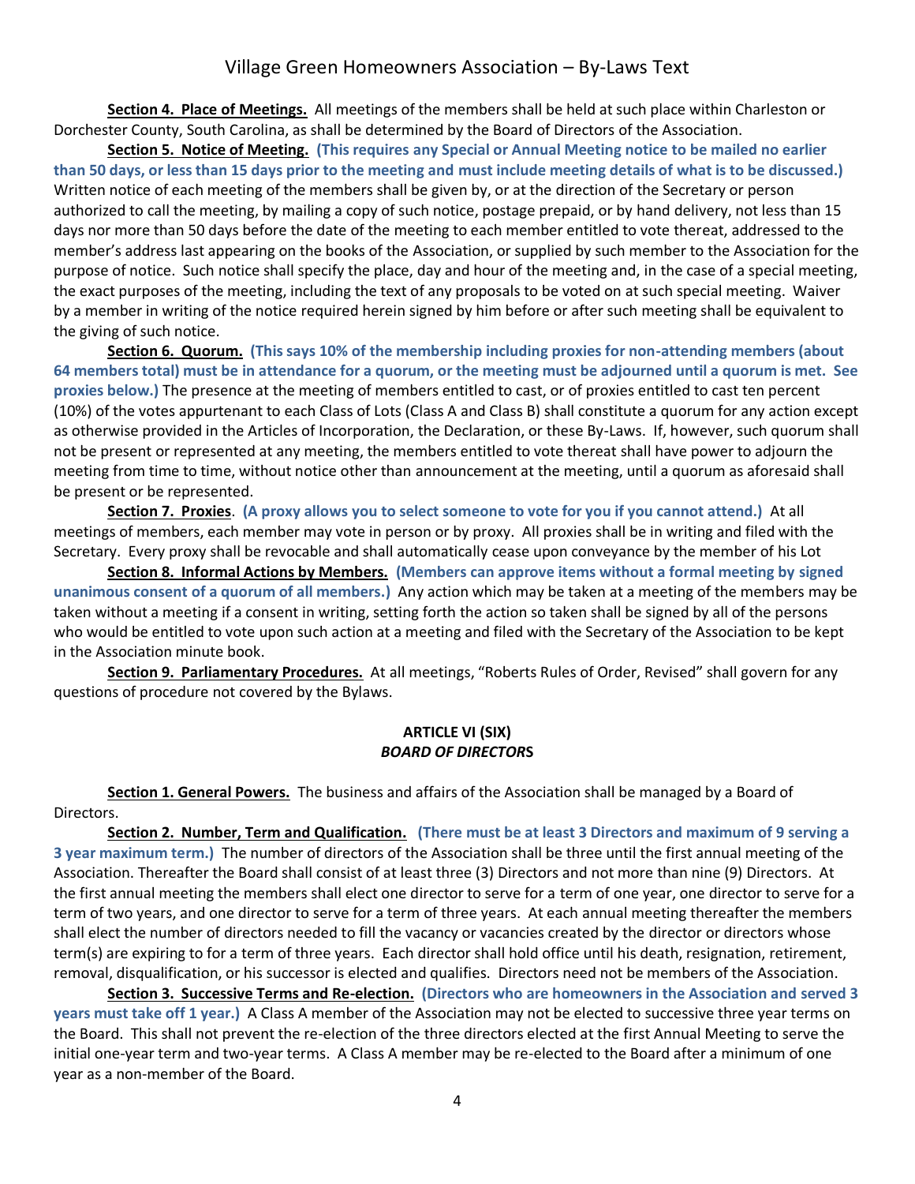**Section 4. Place of Meetings.** All meetings of the members shall be held at such place within Charleston or Dorchester County, South Carolina, as shall be determined by the Board of Directors of the Association.

**Section 5. Notice of Meeting.** **(This requires any Special or Annual Meeting notice to be mailed no earlier than 50 days, or less than 15 days prior to the meeting and must include meeting details of what is to be discussed.)** Written notice of each meeting of the members shall be given by, or at the direction of the Secretary or person authorized to call the meeting, by mailing a copy of such notice, postage prepaid, or by hand delivery, not less than 15 days nor more than 50 days before the date of the meeting to each member entitled to vote thereat, addressed to the member's address last appearing on the books of the Association, or supplied by such member to the Association for the purpose of notice. Such notice shall specify the place, day and hour of the meeting and, in the case of a special meeting, the exact purposes of the meeting, including the text of any proposals to be voted on at such special meeting. Waiver by a member in writing of the notice required herein signed by him before or after such meeting shall be equivalent to the giving of such notice.

**Section 6. Quorum.** **(This says 10% of the membership including proxies for non-attending members (about 64 members total) must be in attendance for a quorum, or the meeting must be adjourned until a quorum is met. See proxies below.)** The presence at the meeting of members entitled to cast, or of proxies entitled to cast ten percent (10%) of the votes appurtenant to each Class of Lots (Class A and Class B) shall constitute a quorum for any action except as otherwise provided in the Articles of Incorporation, the Declaration, or these By-Laws. If, however, such quorum shall not be present or represented at any meeting, the members entitled to vote thereat shall have power to adjourn the meeting from time to time, without notice other than announcement at the meeting, until a quorum as aforesaid shall be present or be represented.

**Section 7. Proxies**. **(A proxy allows you to select someone to vote for you if you cannot attend.)** At all meetings of members, each member may vote in person or by proxy. All proxies shall be in writing and filed with the Secretary. Every proxy shall be revocable and shall automatically cease upon conveyance by the member of his Lot

**Section 8. Informal Actions by Members.** **(Members can approve items without a formal meeting by signed unanimous consent of a quorum of all members.)** Any action which may be taken at a meeting of the members may be taken without a meeting if a consent in writing, setting forth the action so taken shall be signed by all of the persons who would be entitled to vote upon such action at a meeting and filed with the Secretary of the Association to be kept in the Association minute book.

**Section 9. Parliamentary Procedures.** At all meetings, "Roberts Rules of Order, Revised" shall govern for any questions of procedure not covered by the Bylaws.

## ARTICLE VI (SIX)
## *BOARD OF DIRECTORS*

**Section 1. General Powers.** The business and affairs of the Association shall be managed by a Board of Directors.

**Section 2. Number, Term and Qualification.** **(There must be at least 3 Directors and maximum of 9 serving a 3 year maximum term.)** The number of directors of the Association shall be three until the first annual meeting of the Association. Thereafter the Board shall consist of at least three (3) Directors and not more than nine (9) Directors. At the first annual meeting the members shall elect one director to serve for a term of one year, one director to serve for a term of two years, and one director to serve for a term of three years. At each annual meeting thereafter the members shall elect the number of directors needed to fill the vacancy or vacancies created by the director or directors whose term(s) are expiring to for a term of three years. Each director shall hold office until his death, resignation, retirement, removal, disqualification, or his successor is elected and qualifies. Directors need not be members of the Association.

**Section 3. Successive Terms and Re-election.** **(Directors who are homeowners in the Association and served 3 years must take off 1 year.)** A Class A member of the Association may not be elected to successive three year terms on the Board. This shall not prevent the re-election of the three directors elected at the first Annual Meeting to serve the initial one-year term and two-year terms. A Class A member may be re-elected to the Board after a minimum of one year as a non-member of the Board.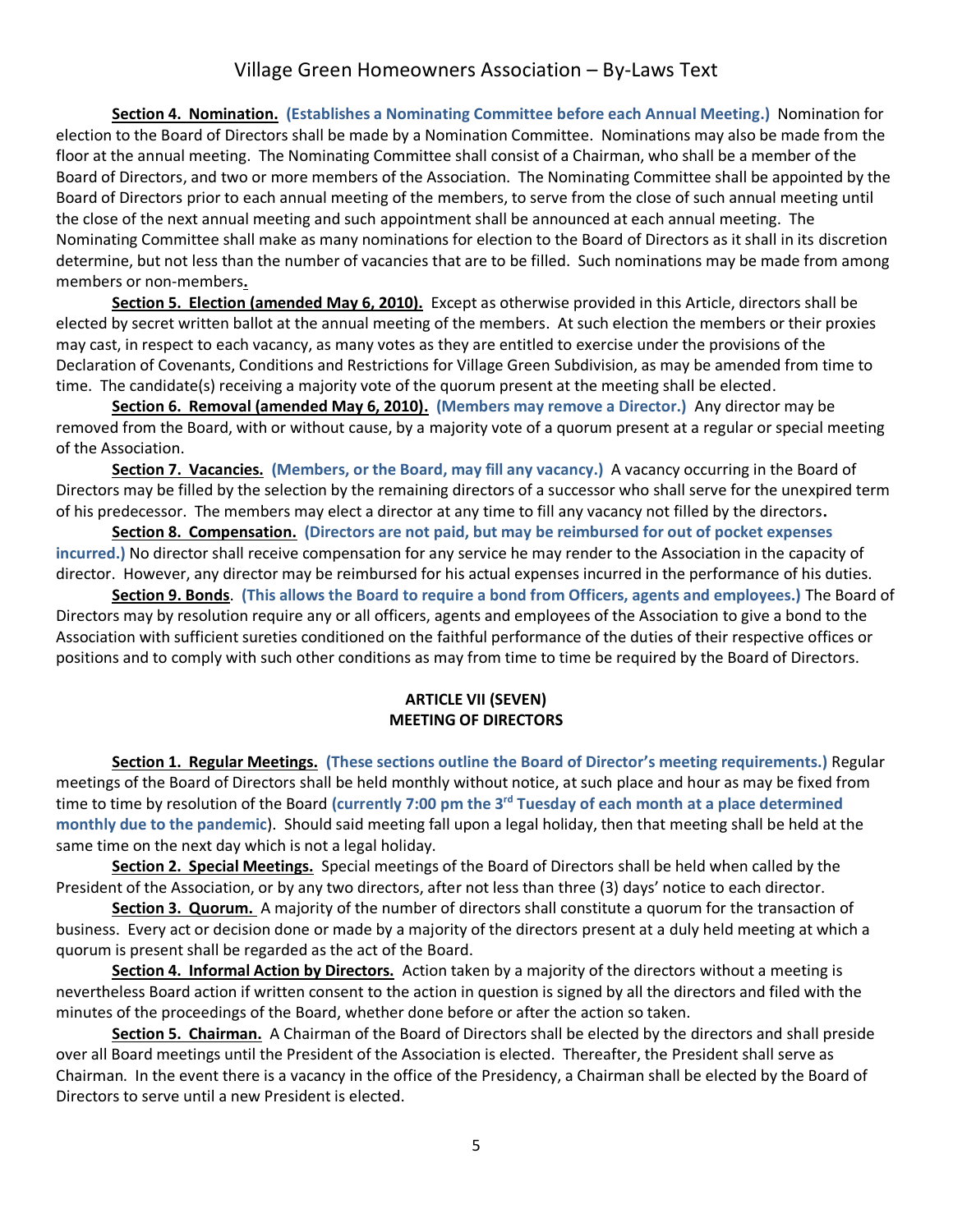**Section 4. Nomination.** **(Establishes a Nominating Committee before each Annual Meeting.)** Nomination for election to the Board of Directors shall be made by a Nomination Committee. Nominations may also be made from the floor at the annual meeting. The Nominating Committee shall consist of a Chairman, who shall be a member of the Board of Directors, and two or more members of the Association. The Nominating Committee shall be appointed by the Board of Directors prior to each annual meeting of the members, to serve from the close of such annual meeting until the close of the next annual meeting and such appointment shall be announced at each annual meeting. The Nominating Committee shall make as many nominations for election to the Board of Directors as it shall in its discretion determine, but not less than the number of vacancies that are to be filled. Such nominations may be made from among members or non-members.

**Section 5. Election (amended May 6, 2010).** Except as otherwise provided in this Article, directors shall be elected by secret written ballot at the annual meeting of the members. At such election the members or their proxies may cast, in respect to each vacancy, as many votes as they are entitled to exercise under the provisions of the Declaration of Covenants, Conditions and Restrictions for Village Green Subdivision, as may be amended from time to time. The candidate(s) receiving a majority vote of the quorum present at the meeting shall be elected.

**Section 6. Removal (amended May 6, 2010).** **(Members may remove a Director.)** Any director may be removed from the Board, with or without cause, by a majority vote of a quorum present at a regular or special meeting of the Association.

**Section 7. Vacancies.** **(Members, or the Board, may fill any vacancy.)** A vacancy occurring in the Board of Directors may be filled by the selection by the remaining directors of a successor who shall serve for the unexpired term of his predecessor. The members may elect a director at any time to fill any vacancy not filled by the directors.

**Section 8. Compensation.** **(Directors are not paid, but may be reimbursed for out of pocket expenses incurred.)** No director shall receive compensation for any service he may render to the Association in the capacity of director. However, any director may be reimbursed for his actual expenses incurred in the performance of his duties.

**Section 9. Bonds**. **(This allows the Board to require a bond from Officers, agents and employees.)** The Board of Directors may by resolution require any or all officers, agents and employees of the Association to give a bond to the Association with sufficient sureties conditioned on the faithful performance of the duties of their respective offices or positions and to comply with such other conditions as may from time to time be required by the Board of Directors.

## ARTICLE VII (SEVEN)
## MEETING OF DIRECTORS

**Section 1. Regular Meetings.** **(These sections outline the Board of Director's meeting requirements.)** Regular meetings of the Board of Directors shall be held monthly without notice, at such place and hour as may be fixed from time to time by resolution of the Board **(currently 7:00 pm the 3rd Tuesday of each month at a place determined monthly due to the pandemic**). Should said meeting fall upon a legal holiday, then that meeting shall be held at the same time on the next day which is not a legal holiday.

**Section 2. Special Meetings.** Special meetings of the Board of Directors shall be held when called by the President of the Association, or by any two directors, after not less than three (3) days' notice to each director.

**Section 3. Quorum.** A majority of the number of directors shall constitute a quorum for the transaction of business. Every act or decision done or made by a majority of the directors present at a duly held meeting at which a quorum is present shall be regarded as the act of the Board.

**Section 4. Informal Action by Directors.** Action taken by a majority of the directors without a meeting is nevertheless Board action if written consent to the action in question is signed by all the directors and filed with the minutes of the proceedings of the Board, whether done before or after the action so taken.

**Section 5. Chairman.** A Chairman of the Board of Directors shall be elected by the directors and shall preside over all Board meetings until the President of the Association is elected. Thereafter, the President shall serve as Chairman. In the event there is a vacancy in the office of the Presidency, a Chairman shall be elected by the Board of Directors to serve until a new President is elected.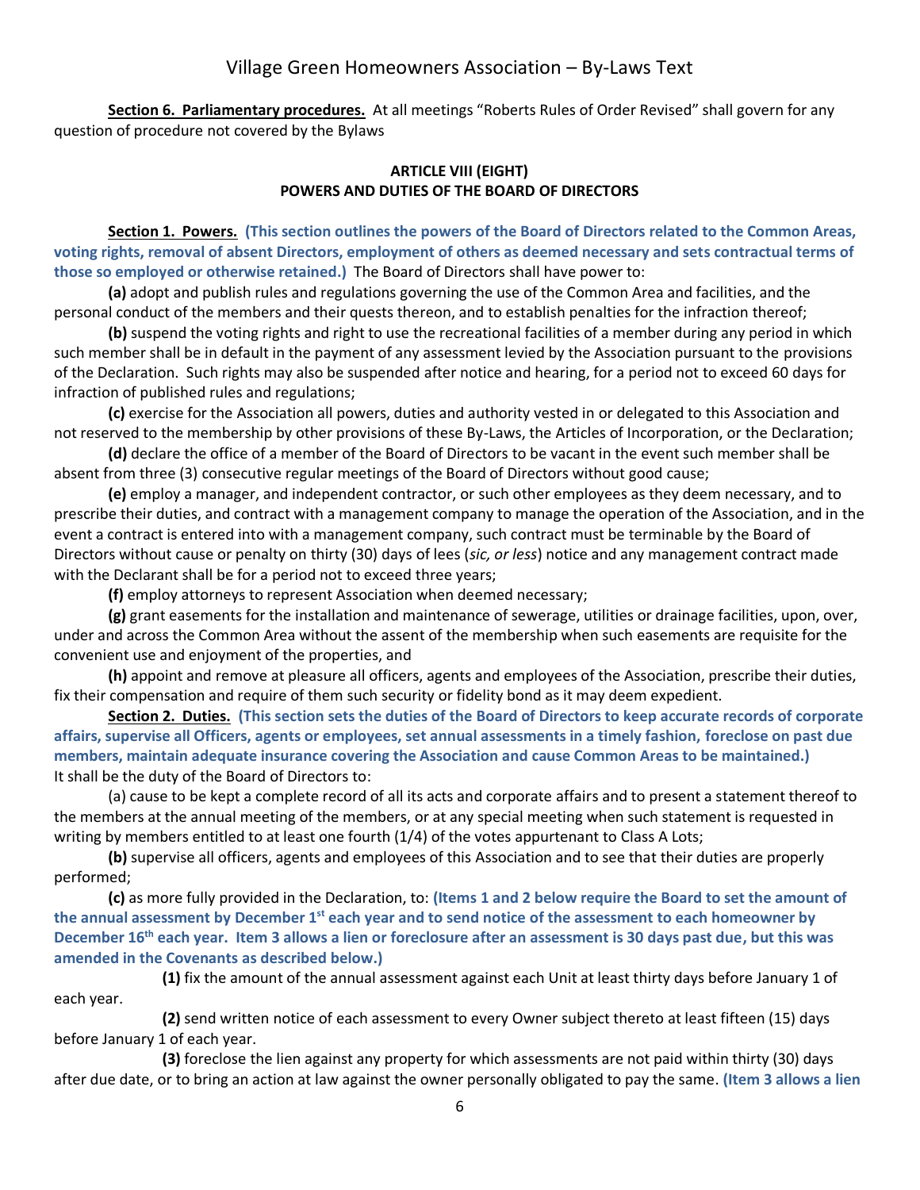**Section 6. Parliamentary procedures.** At all meetings "Roberts Rules of Order Revised" shall govern for any question of procedure not covered by the Bylaws

## ARTICLE VIII (EIGHT)
## POWERS AND DUTIES OF THE BOARD OF DIRECTORS

**Section 1. Powers.** **(This section outlines the powers of the Board of Directors related to the Common Areas, voting rights, removal of absent Directors, employment of others as deemed necessary and sets contractual terms of those so employed or otherwise retained.)** The Board of Directors shall have power to:

**(a)** adopt and publish rules and regulations governing the use of the Common Area and facilities, and the personal conduct of the members and their quests thereon, and to establish penalties for the infraction thereof;

**(b)** suspend the voting rights and right to use the recreational facilities of a member during any period in which such member shall be in default in the payment of any assessment levied by the Association pursuant to the provisions of the Declaration. Such rights may also be suspended after notice and hearing, for a period not to exceed 60 days for infraction of published rules and regulations;

**(c)** exercise for the Association all powers, duties and authority vested in or delegated to this Association and not reserved to the membership by other provisions of these By-Laws, the Articles of Incorporation, or the Declaration;

**(d)** declare the office of a member of the Board of Directors to be vacant in the event such member shall be absent from three (3) consecutive regular meetings of the Board of Directors without good cause;

**(e)** employ a manager, and independent contractor, or such other employees as they deem necessary, and to prescribe their duties, and contract with a management company to manage the operation of the Association, and in the event a contract is entered into with a management company, such contract must be terminable by the Board of Directors without cause or penalty on thirty (30) days of lees (*sic, or less*) notice and any management contract made with the Declarant shall be for a period not to exceed three years;

**(f)** employ attorneys to represent Association when deemed necessary;

**(g)** grant easements for the installation and maintenance of sewerage, utilities or drainage facilities, upon, over, under and across the Common Area without the assent of the membership when such easements are requisite for the convenient use and enjoyment of the properties, and

**(h)** appoint and remove at pleasure all officers, agents and employees of the Association, prescribe their duties, fix their compensation and require of them such security or fidelity bond as it may deem expedient.

**Section 2. Duties.** **(This section sets the duties of the Board of Directors to keep accurate records of corporate affairs, supervise all Officers, agents or employees, set annual assessments in a timely fashion, foreclose on past due members, maintain adequate insurance covering the Association and cause Common Areas to be maintained.)** It shall be the duty of the Board of Directors to:

(a) cause to be kept a complete record of all its acts and corporate affairs and to present a statement thereof to the members at the annual meeting of the members, or at any special meeting when such statement is requested in writing by members entitled to at least one fourth (1/4) of the votes appurtenant to Class A Lots;

**(b)** supervise all officers, agents and employees of this Association and to see that their duties are properly performed;

**(c)** as more fully provided in the Declaration, to: **(Items 1 and 2 below require the Board to set the amount of the annual assessment by December 1st each year and to send notice of the assessment to each homeowner by December 16th each year. Item 3 allows a lien or foreclosure after an assessment is 30 days past due, but this was amended in the Covenants as described below.)**

**(1)** fix the amount of the annual assessment against each Unit at least thirty days before January 1 of each year.

**(2)** send written notice of each assessment to every Owner subject thereto at least fifteen (15) days before January 1 of each year.

**(3)** foreclose the lien against any property for which assessments are not paid within thirty (30) days after due date, or to bring an action at law against the owner personally obligated to pay the same. **(Item 3 allows a lien**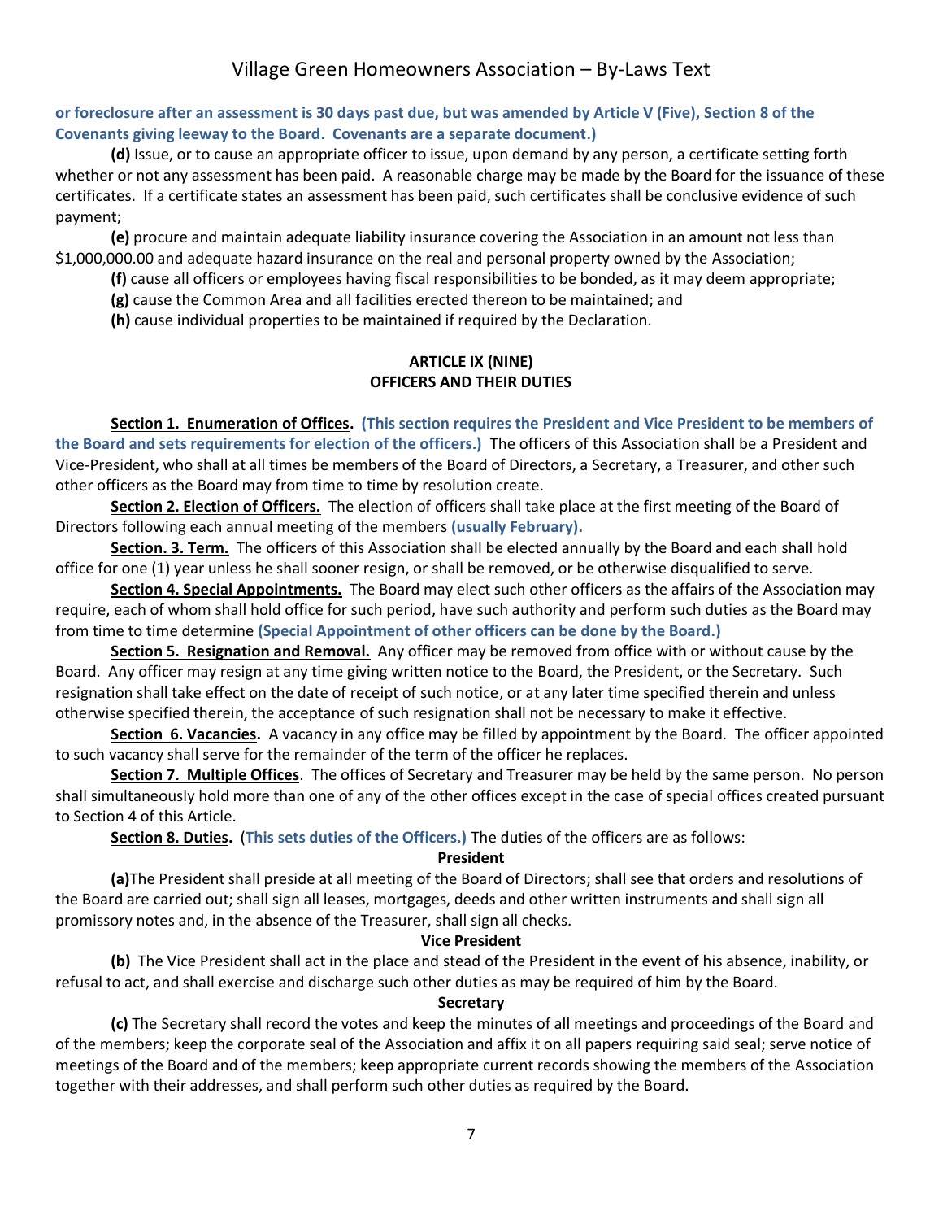**or foreclosure after an assessment is 30 days past due, but was amended by Article V (Five), Section 8 of the Covenants giving leeway to the Board. Covenants are a separate document.)**

**(d)** Issue, or to cause an appropriate officer to issue, upon demand by any person, a certificate setting forth whether or not any assessment has been paid. A reasonable charge may be made by the Board for the issuance of these certificates. If a certificate states an assessment has been paid, such certificates shall be conclusive evidence of such payment;

**(e)** procure and maintain adequate liability insurance covering the Association in an amount not less than $1,000,000.00 and adequate hazard insurance on the real and personal property owned by the Association;

**(f)** cause all officers or employees having fiscal responsibilities to be bonded, as it may deem appropriate;

**(g)** cause the Common Area and all facilities erected thereon to be maintained; and

**(h)** cause individual properties to be maintained if required by the Declaration.

## ARTICLE IX (NINE)
## OFFICERS AND THEIR DUTIES

**Section 1. Enumeration of Offices. (This section requires the President and Vice President to be members of the Board and sets requirements for election of the officers.)** The officers of this Association shall be a President and Vice-President, who shall at all times be members of the Board of Directors, a Secretary, a Treasurer, and other such other officers as the Board may from time to time by resolution create.

**Section 2. Election of Officers.** The election of officers shall take place at the first meeting of the Board of Directors following each annual meeting of the members **(usually February).**

**Section. 3. Term.** The officers of this Association shall be elected annually by the Board and each shall hold office for one (1) year unless he shall sooner resign, or shall be removed, or be otherwise disqualified to serve.

**Section 4. Special Appointments.** The Board may elect such other officers as the affairs of the Association may require, each of whom shall hold office for such period, have such authority and perform such duties as the Board may from time to time determine **(Special Appointment of other officers can be done by the Board.)**

**Section 5. Resignation and Removal.** Any officer may be removed from office with or without cause by the Board. Any officer may resign at any time giving written notice to the Board, the President, or the Secretary. Such resignation shall take effect on the date of receipt of such notice, or at any later time specified therein and unless otherwise specified therein, the acceptance of such resignation shall not be necessary to make it effective.

**Section 6. Vacancies.** A vacancy in any office may be filled by appointment by the Board. The officer appointed to such vacancy shall serve for the remainder of the term of the officer he replaces.

**Section 7. Multiple Offices**. The offices of Secretary and Treasurer may be held by the same person. No person shall simultaneously hold more than one of any of the other offices except in the case of special offices created pursuant to Section 4 of this Article.

**Section 8. Duties.** **(This sets duties of the Officers.)** The duties of the officers are as follows:

**President**

**(a)**The President shall preside at all meeting of the Board of Directors; shall see that orders and resolutions of the Board are carried out; shall sign all leases, mortgages, deeds and other written instruments and shall sign all promissory notes and, in the absence of the Treasurer, shall sign all checks.

**Vice President**

**(b)** The Vice President shall act in the place and stead of the President in the event of his absence, inability, or refusal to act, and shall exercise and discharge such other duties as may be required of him by the Board.

**Secretary**

**(c)** The Secretary shall record the votes and keep the minutes of all meetings and proceedings of the Board and of the members; keep the corporate seal of the Association and affix it on all papers requiring said seal; serve notice of meetings of the Board and of the members; keep appropriate current records showing the members of the Association together with their addresses, and shall perform such other duties as required by the Board.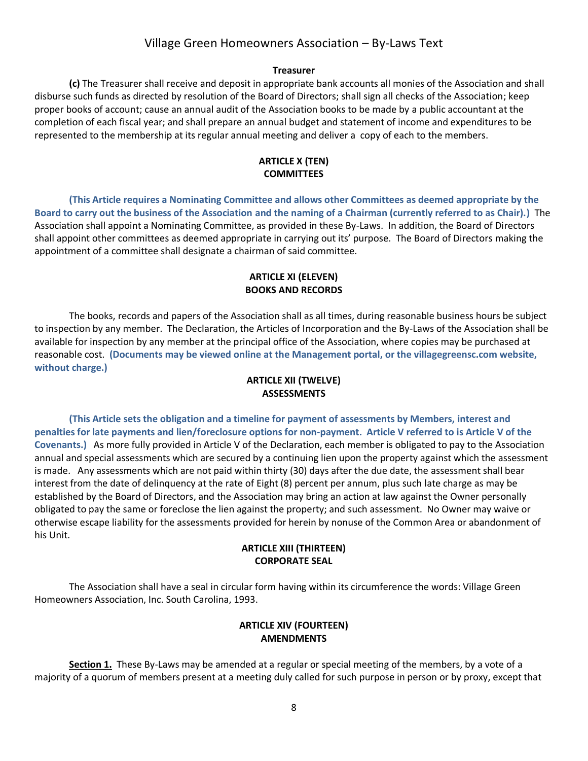**Treasurer**

**(c)** The Treasurer shall receive and deposit in appropriate bank accounts all monies of the Association and shall disburse such funds as directed by resolution of the Board of Directors; shall sign all checks of the Association; keep proper books of account; cause an annual audit of the Association books to be made by a public accountant at the completion of each fiscal year; and shall prepare an annual budget and statement of income and expenditures to be represented to the membership at its regular annual meeting and deliver a copy of each to the members.

## ARTICLE X (TEN)
## COMMITTEES

**(This Article requires a Nominating Committee and allows other Committees as deemed appropriate by the Board to carry out the business of the Association and the naming of a Chairman (currently referred to as Chair).)** The Association shall appoint a Nominating Committee, as provided in these By-Laws. In addition, the Board of Directors shall appoint other committees as deemed appropriate in carrying out its' purpose. The Board of Directors making the appointment of a committee shall designate a chairman of said committee.

## ARTICLE XI (ELEVEN)
## BOOKS AND RECORDS

The books, records and papers of the Association shall as all times, during reasonable business hours be subject to inspection by any member. The Declaration, the Articles of Incorporation and the By-Laws of the Association shall be available for inspection by any member at the principal office of the Association, where copies may be purchased at reasonable cost. **(Documents may be viewed online at the Management portal, or the villagegreensc.com website, without charge.)**

## ARTICLE XII (TWELVE)
## ASSESSMENTS

**(This Article sets the obligation and a timeline for payment of assessments by Members, interest and penalties for late payments and lien/foreclosure options for non-payment. Article V referred to is Article V of the Covenants.)** As more fully provided in Article V of the Declaration, each member is obligated to pay to the Association annual and special assessments which are secured by a continuing lien upon the property against which the assessment is made. Any assessments which are not paid within thirty (30) days after the due date, the assessment shall bear interest from the date of delinquency at the rate of Eight (8) percent per annum, plus such late charge as may be established by the Board of Directors, and the Association may bring an action at law against the Owner personally obligated to pay the same or foreclose the lien against the property; and such assessment. No Owner may waive or otherwise escape liability for the assessments provided for herein by nonuse of the Common Area or abandonment of his Unit.

## ARTICLE XIII (THIRTEEN)
## CORPORATE SEAL

The Association shall have a seal in circular form having within its circumference the words: Village Green Homeowners Association, Inc. South Carolina, 1993.

## ARTICLE XIV (FOURTEEN)
## AMENDMENTS

**Section 1.** These By-Laws may be amended at a regular or special meeting of the members, by a vote of a majority of a quorum of members present at a meeting duly called for such purpose in person or by proxy, except that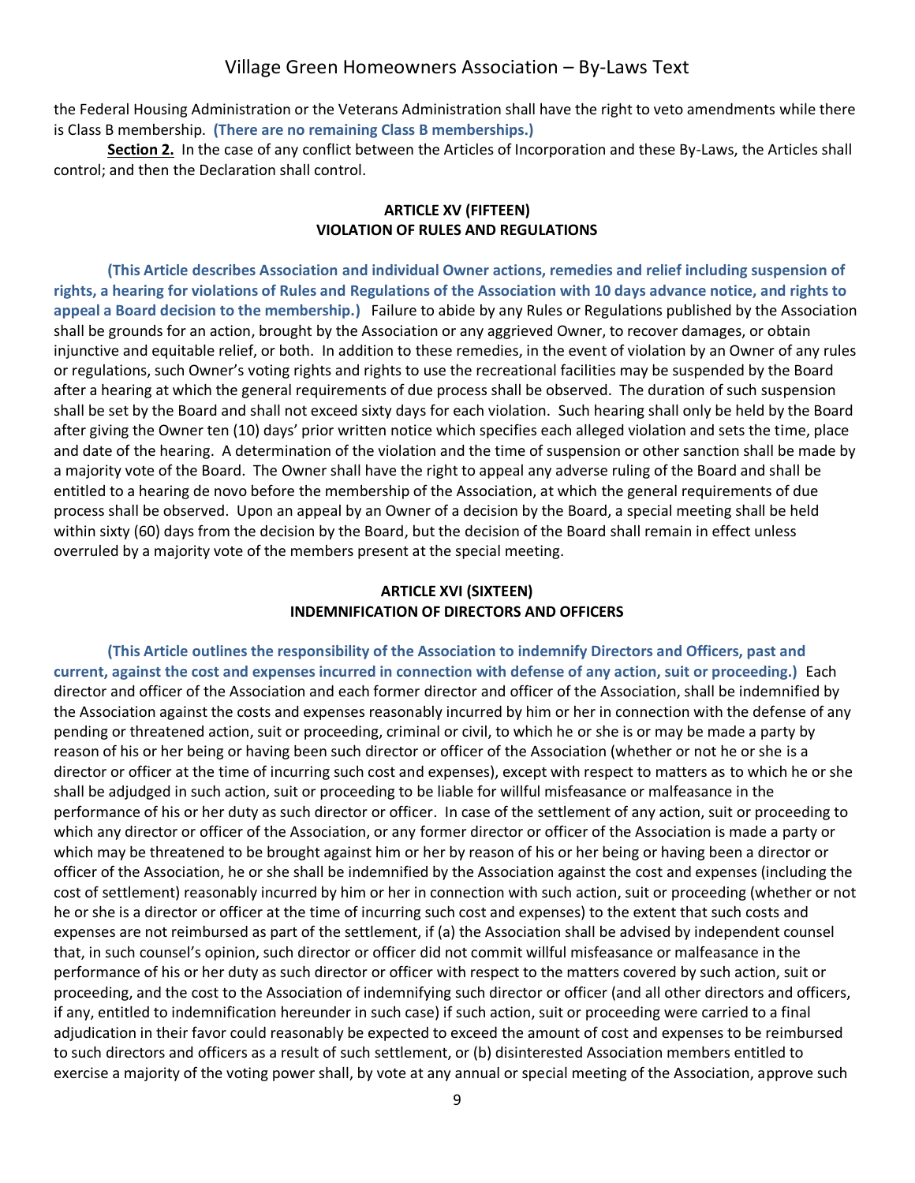the Federal Housing Administration or the Veterans Administration shall have the right to veto amendments while there is Class B membership. **(There are no remaining Class B memberships.)**

**Section 2.** In the case of any conflict between the Articles of Incorporation and these By-Laws, the Articles shall control; and then the Declaration shall control.

## ARTICLE XV (FIFTEEN)
## VIOLATION OF RULES AND REGULATIONS

**(This Article describes Association and individual Owner actions, remedies and relief including suspension of rights, a hearing for violations of Rules and Regulations of the Association with 10 days advance notice, and rights to appeal a Board decision to the membership.)** Failure to abide by any Rules or Regulations published by the Association shall be grounds for an action, brought by the Association or any aggrieved Owner, to recover damages, or obtain injunctive and equitable relief, or both. In addition to these remedies, in the event of violation by an Owner of any rules or regulations, such Owner's voting rights and rights to use the recreational facilities may be suspended by the Board after a hearing at which the general requirements of due process shall be observed. The duration of such suspension shall be set by the Board and shall not exceed sixty days for each violation. Such hearing shall only be held by the Board after giving the Owner ten (10) days' prior written notice which specifies each alleged violation and sets the time, place and date of the hearing. A determination of the violation and the time of suspension or other sanction shall be made by a majority vote of the Board. The Owner shall have the right to appeal any adverse ruling of the Board and shall be entitled to a hearing de novo before the membership of the Association, at which the general requirements of due process shall be observed. Upon an appeal by an Owner of a decision by the Board, a special meeting shall be held within sixty (60) days from the decision by the Board, but the decision of the Board shall remain in effect unless overruled by a majority vote of the members present at the special meeting.

## ARTICLE XVI (SIXTEEN)
## INDEMNIFICATION OF DIRECTORS AND OFFICERS

**(This Article outlines the responsibility of the Association to indemnify Directors and Officers, past and current, against the cost and expenses incurred in connection with defense of any action, suit or proceeding.)** Each director and officer of the Association and each former director and officer of the Association, shall be indemnified by the Association against the costs and expenses reasonably incurred by him or her in connection with the defense of any pending or threatened action, suit or proceeding, criminal or civil, to which he or she is or may be made a party by reason of his or her being or having been such director or officer of the Association (whether or not he or she is a director or officer at the time of incurring such cost and expenses), except with respect to matters as to which he or she shall be adjudged in such action, suit or proceeding to be liable for willful misfeasance or malfeasance in the performance of his or her duty as such director or officer. In case of the settlement of any action, suit or proceeding to which any director or officer of the Association, or any former director or officer of the Association is made a party or which may be threatened to be brought against him or her by reason of his or her being or having been a director or officer of the Association, he or she shall be indemnified by the Association against the cost and expenses (including the cost of settlement) reasonably incurred by him or her in connection with such action, suit or proceeding (whether or not he or she is a director or officer at the time of incurring such cost and expenses) to the extent that such costs and expenses are not reimbursed as part of the settlement, if (a) the Association shall be advised by independent counsel that, in such counsel's opinion, such director or officer did not commit willful misfeasance or malfeasance in the performance of his or her duty as such director or officer with respect to the matters covered by such action, suit or proceeding, and the cost to the Association of indemnifying such director or officer (and all other directors and officers, if any, entitled to indemnification hereunder in such case) if such action, suit or proceeding were carried to a final adjudication in their favor could reasonably be expected to exceed the amount of cost and expenses to be reimbursed to such directors and officers as a result of such settlement, or (b) disinterested Association members entitled to exercise a majority of the voting power shall, by vote at any annual or special meeting of the Association, approve such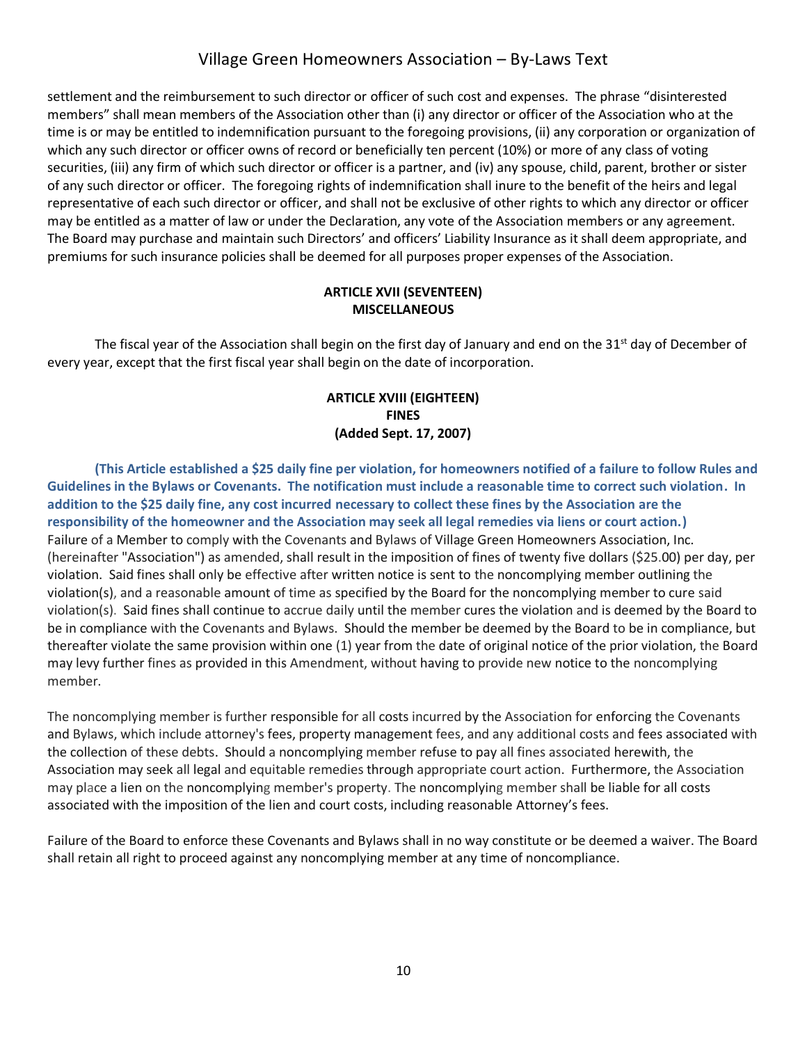settlement and the reimbursement to such director or officer of such cost and expenses. The phrase "disinterested members" shall mean members of the Association other than (i) any director or officer of the Association who at the time is or may be entitled to indemnification pursuant to the foregoing provisions, (ii) any corporation or organization of which any such director or officer owns of record or beneficially ten percent (10%) or more of any class of voting securities, (iii) any firm of which such director or officer is a partner, and (iv) any spouse, child, parent, brother or sister of any such director or officer. The foregoing rights of indemnification shall inure to the benefit of the heirs and legal representative of each such director or officer, and shall not be exclusive of other rights to which any director or officer may be entitled as a matter of law or under the Declaration, any vote of the Association members or any agreement. The Board may purchase and maintain such Directors' and officers' Liability Insurance as it shall deem appropriate, and premiums for such insurance policies shall be deemed for all purposes proper expenses of the Association.

## ARTICLE XVII (SEVENTEEN)
## MISCELLANEOUS

The fiscal year of the Association shall begin on the first day of January and end on the 31st day of December of every year, except that the first fiscal year shall begin on the date of incorporation.

## ARTICLE XVIII (EIGHTEEN)
## FINES
## (Added Sept. 17, 2007)

**(This Article established a $25 daily fine per violation, for homeowners notified of a failure to follow Rules and Guidelines in the Bylaws or Covenants. The notification must include a reasonable time to correct such violation. In addition to the $25 daily fine, any cost incurred necessary to collect these fines by the Association are the responsibility of the homeowner and the Association may seek all legal remedies via liens or court action.)**

Failure of a Member to comply with the Covenants and Bylaws of Village Green Homeowners Association, Inc. (hereinafter "Association") as amended, shall result in the imposition of fines of twenty five dollars ($25.00) per day, per violation. Said fines shall only be effective after written notice is sent to the noncomplying member outlining the violation(s), and a reasonable amount of time as specified by the Board for the noncomplying member to cure said violation(s). Said fines shall continue to accrue daily until the member cures the violation and is deemed by the Board to be in compliance with the Covenants and Bylaws. Should the member be deemed by the Board to be in compliance, but thereafter violate the same provision within one (1) year from the date of original notice of the prior violation, the Board may levy further fines as provided in this Amendment, without having to provide new notice to the noncomplying member.

The noncomplying member is further responsible for all costs incurred by the Association for enforcing the Covenants and Bylaws, which include attorney's fees, property management fees, and any additional costs and fees associated with the collection of these debts. Should a noncomplying member refuse to pay all fines associated herewith, the Association may seek all legal and equitable remedies through appropriate court action. Furthermore, the Association may place a lien on the noncomplying member's property. The noncomplying member shall be liable for all costs associated with the imposition of the lien and court costs, including reasonable Attorney's fees.

Failure of the Board to enforce these Covenants and Bylaws shall in no way constitute or be deemed a waiver. The Board shall retain all right to proceed against any noncomplying member at any time of noncompliance.